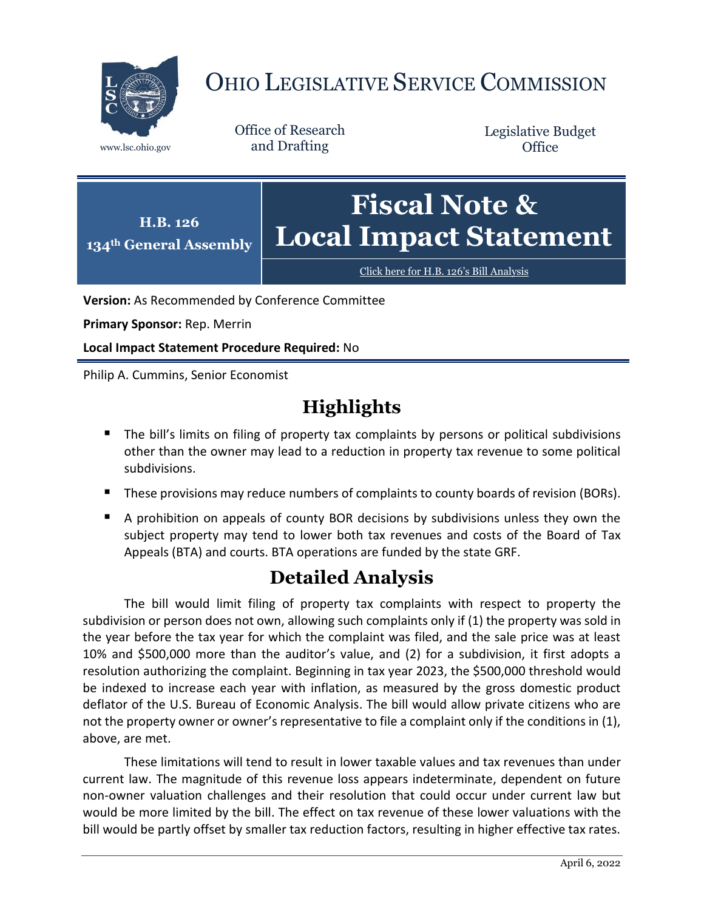# OHIO LEGISLATIVE SERVICE COMMISSION

www.lsc.ohio.gov

Office of Research and Drafting

Legislative Budget Office

**H.B. 126**
**134th General Assembly**

# Fiscal Note & Local Impact Statement

Click here for H.B. 126's Bill Analysis

**Version:** As Recommended by Conference Committee

**Primary Sponsor:** Rep. Merrin

**Local Impact Statement Procedure Required:** No

Philip A. Cummins, Senior Economist

## Highlights

- The bill's limits on filing of property tax complaints by persons or political subdivisions other than the owner may lead to a reduction in property tax revenue to some political subdivisions.
- These provisions may reduce numbers of complaints to county boards of revision (BORs).
- A prohibition on appeals of county BOR decisions by subdivisions unless they own the subject property may tend to lower both tax revenues and costs of the Board of Tax Appeals (BTA) and courts. BTA operations are funded by the state GRF.

## Detailed Analysis

The bill would limit filing of property tax complaints with respect to property the subdivision or person does not own, allowing such complaints only if (1) the property was sold in the year before the tax year for which the complaint was filed, and the sale price was at least 10% and $500,000 more than the auditor's value, and (2) for a subdivision, it first adopts a resolution authorizing the complaint. Beginning in tax year 2023, the $500,000 threshold would be indexed to increase each year with inflation, as measured by the gross domestic product deflator of the U.S. Bureau of Economic Analysis. The bill would allow private citizens who are not the property owner or owner's representative to file a complaint only if the conditions in (1), above, are met.

These limitations will tend to result in lower taxable values and tax revenues than under current law. The magnitude of this revenue loss appears indeterminate, dependent on future non-owner valuation challenges and their resolution that could occur under current law but would be more limited by the bill. The effect on tax revenue of these lower valuations with the bill would be partly offset by smaller tax reduction factors, resulting in higher effective tax rates.

April 6, 2022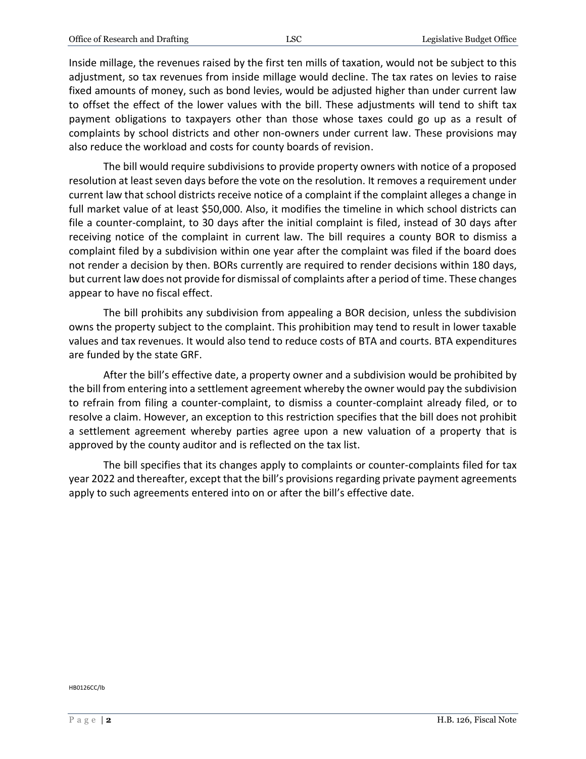Inside millage, the revenues raised by the first ten mills of taxation, would not be subject to this adjustment, so tax revenues from inside millage would decline. The tax rates on levies to raise fixed amounts of money, such as bond levies, would be adjusted higher than under current law to offset the effect of the lower values with the bill. These adjustments will tend to shift tax payment obligations to taxpayers other than those whose taxes could go up as a result of complaints by school districts and other non-owners under current law. These provisions may also reduce the workload and costs for county boards of revision.

The bill would require subdivisions to provide property owners with notice of a proposed resolution at least seven days before the vote on the resolution. It removes a requirement under current law that school districts receive notice of a complaint if the complaint alleges a change in full market value of at least $50,000. Also, it modifies the timeline in which school districts can file a counter-complaint, to 30 days after the initial complaint is filed, instead of 30 days after receiving notice of the complaint in current law. The bill requires a county BOR to dismiss a complaint filed by a subdivision within one year after the complaint was filed if the board does not render a decision by then. BORs currently are required to render decisions within 180 days, but current law does not provide for dismissal of complaints after a period of time. These changes appear to have no fiscal effect.

The bill prohibits any subdivision from appealing a BOR decision, unless the subdivision owns the property subject to the complaint. This prohibition may tend to result in lower taxable values and tax revenues. It would also tend to reduce costs of BTA and courts. BTA expenditures are funded by the state GRF.

After the bill's effective date, a property owner and a subdivision would be prohibited by the bill from entering into a settlement agreement whereby the owner would pay the subdivision to refrain from filing a counter-complaint, to dismiss a counter-complaint already filed, or to resolve a claim. However, an exception to this restriction specifies that the bill does not prohibit a settlement agreement whereby parties agree upon a new valuation of a property that is approved by the county auditor and is reflected on the tax list.

The bill specifies that its changes apply to complaints or counter-complaints filed for tax year 2022 and thereafter, except that the bill's provisions regarding private payment agreements apply to such agreements entered into on or after the bill's effective date.

HB0126CC/lb